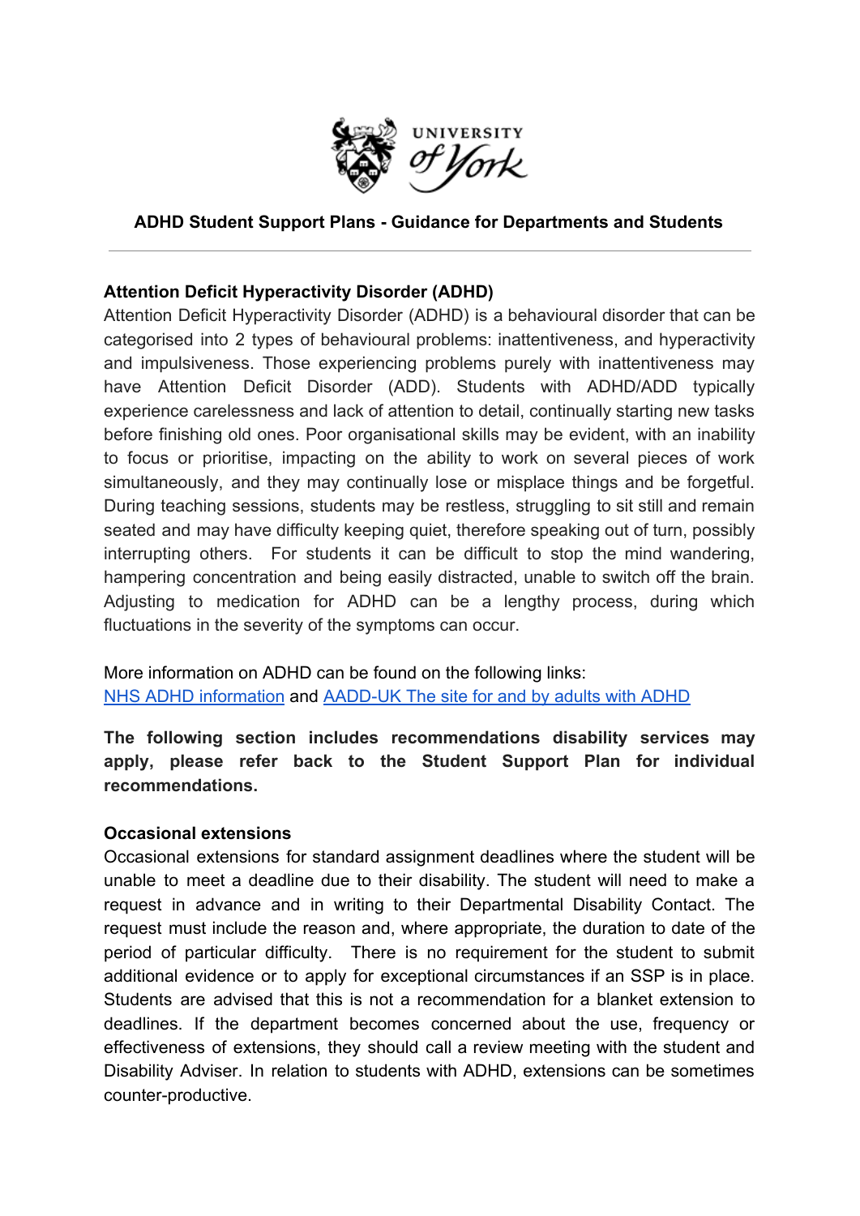**ADHD Student Support Plans - Guidance for Departments and Students**

---

**Attention Deficit Hyperactivity Disorder (ADHD)**

Attention Deficit Hyperactivity Disorder (ADHD) is a behavioural disorder that can be categorised into 2 types of behavioural problems: inattentiveness, and hyperactivity and impulsiveness. Those experiencing problems purely with inattentiveness may have Attention Deficit Disorder (ADD). Students with ADHD/ADD typically experience carelessness and lack of attention to detail, continually starting new tasks before finishing old ones. Poor organisational skills may be evident, with an inability to focus or prioritise, impacting on the ability to work on several pieces of work simultaneously, and they may continually lose or misplace things and be forgetful. During teaching sessions, students may be restless, struggling to sit still and remain seated and may have difficulty keeping quiet, therefore speaking out of turn, possibly interrupting others. For students it can be difficult to stop the mind wandering, hampering concentration and being easily distracted, unable to switch off the brain. Adjusting to medication for ADHD can be a lengthy process, during which fluctuations in the severity of the symptoms can occur.

More information on ADHD can be found on the following links:
NHS ADHD information and AADD-UK The site for and by adults with ADHD

**The following section includes recommendations disability services may apply, please refer back to the Student Support Plan for individual recommendations.**

**Occasional extensions**

Occasional extensions for standard assignment deadlines where the student will be unable to meet a deadline due to their disability. The student will need to make a request in advance and in writing to their Departmental Disability Contact. The request must include the reason and, where appropriate, the duration to date of the period of particular difficulty. There is no requirement for the student to submit additional evidence or to apply for exceptional circumstances if an SSP is in place. Students are advised that this is not a recommendation for a blanket extension to deadlines. If the department becomes concerned about the use, frequency or effectiveness of extensions, they should call a review meeting with the student and Disability Adviser. In relation to students with ADHD, extensions can be sometimes counter-productive.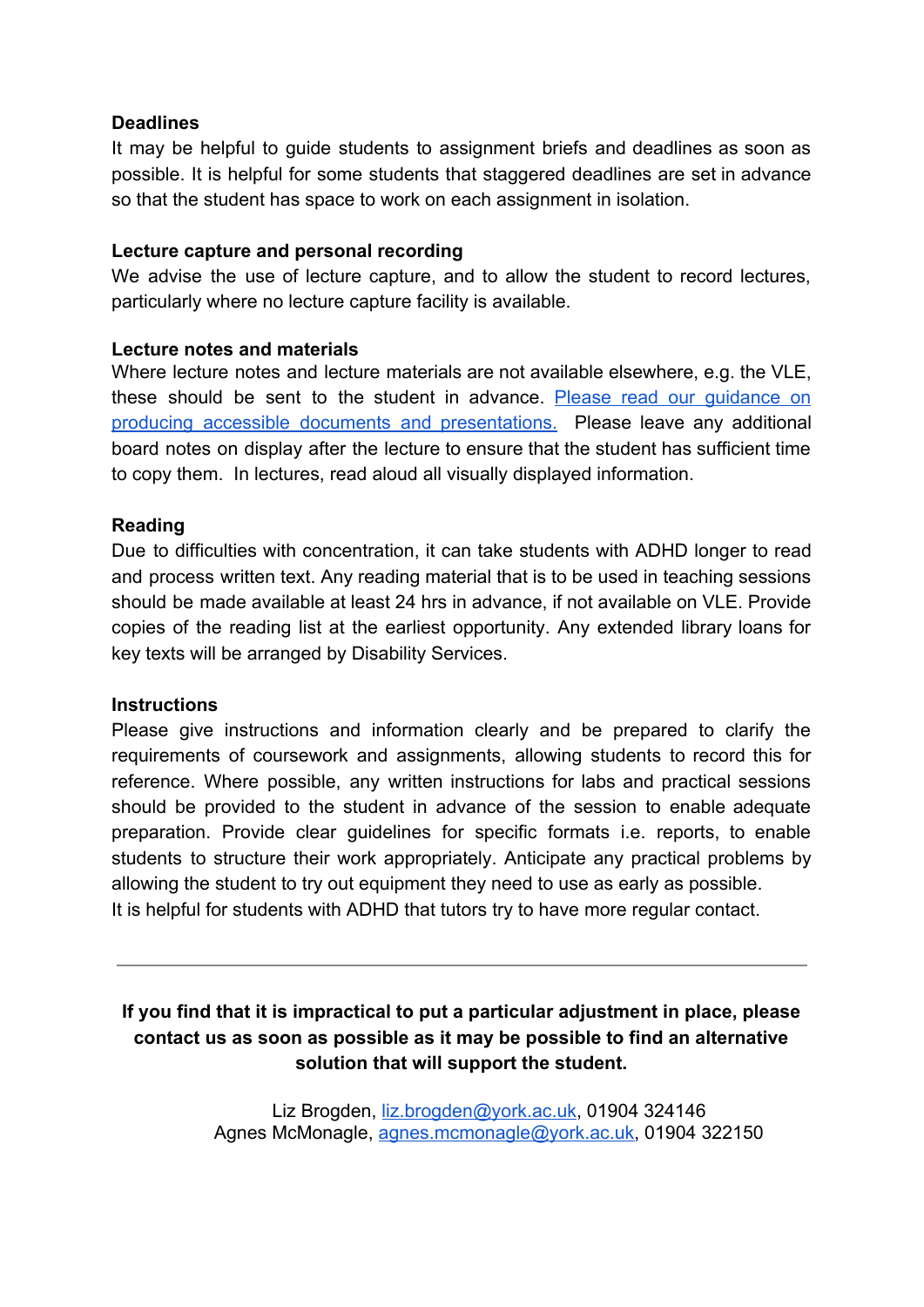**Deadlines**

It may be helpful to guide students to assignment briefs and deadlines as soon as possible. It is helpful for some students that staggered deadlines are set in advance so that the student has space to work on each assignment in isolation.

**Lecture capture and personal recording**

We advise the use of lecture capture, and to allow the student to record lectures, particularly where no lecture capture facility is available.

**Lecture notes and materials**

Where lecture notes and lecture materials are not available elsewhere, e.g. the VLE, these should be sent to the student in advance. [Please read our guidance on producing accessible documents and presentations.]() Please leave any additional board notes on display after the lecture to ensure that the student has sufficient time to copy them. In lectures, read aloud all visually displayed information.

**Reading**

Due to difficulties with concentration, it can take students with ADHD longer to read and process written text. Any reading material that is to be used in teaching sessions should be made available at least 24 hrs in advance, if not available on VLE. Provide copies of the reading list at the earliest opportunity. Any extended library loans for key texts will be arranged by Disability Services.

**Instructions**

Please give instructions and information clearly and be prepared to clarify the requirements of coursework and assignments, allowing students to record this for reference. Where possible, any written instructions for labs and practical sessions should be provided to the student in advance of the session to enable adequate preparation. Provide clear guidelines for specific formats i.e. reports, to enable students to structure their work appropriately. Anticipate any practical problems by allowing the student to try out equipment they need to use as early as possible.
It is helpful for students with ADHD that tutors try to have more regular contact.

---

**If you find that it is impractical to put a particular adjustment in place, please contact us as soon as possible as it may be possible to find an alternative solution that will support the student.**

Liz Brogden, liz.brogden@york.ac.uk, 01904 324146
Agnes McMonagle, agnes.mcmonagle@york.ac.uk, 01904 322150